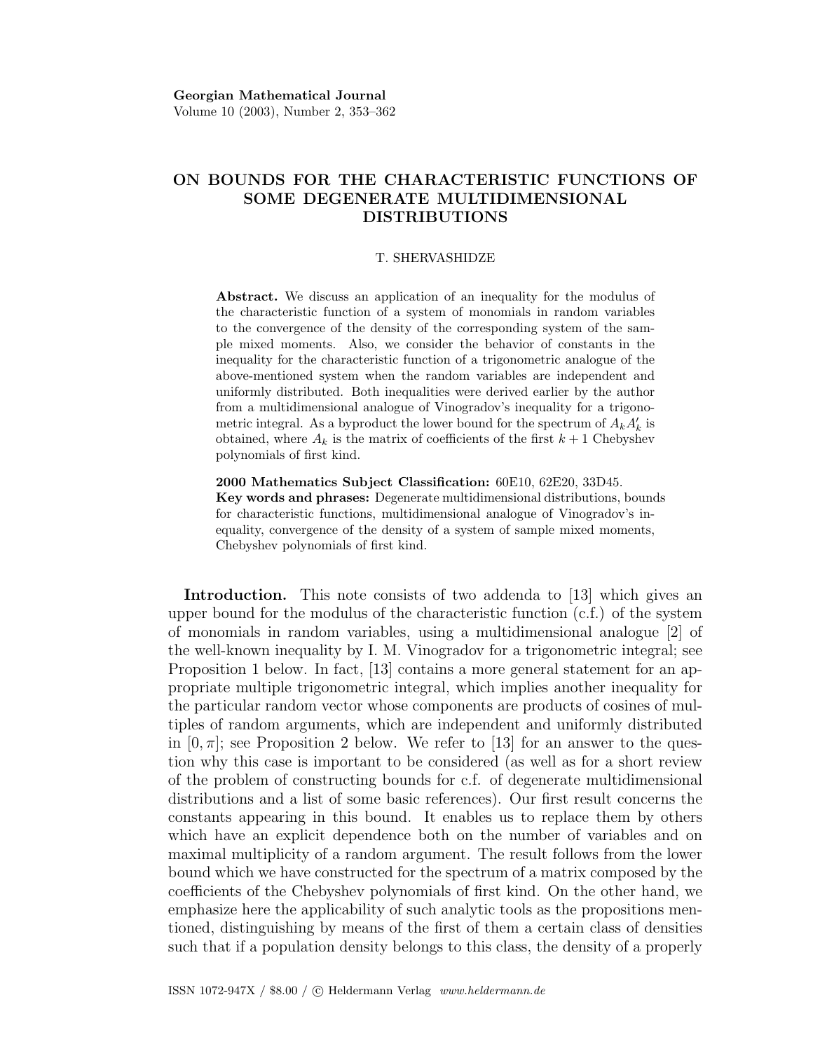# ON BOUNDS FOR THE CHARACTERISTIC FUNCTIONS OF SOME DEGENERATE MULTIDIMENSIONAL DISTRIBUTIONS

T. SHERVASHIDZE

**Abstract.** We discuss an application of an inequality for the modulus of the characteristic function of a system of monomials in random variables to the convergence of the density of the corresponding system of the sample mixed moments. Also, we consider the behavior of constants in the inequality for the characteristic function of a trigonometric analogue of the above-mentioned system when the random variables are independent and uniformly distributed. Both inequalities were derived earlier by the author from a multidimensional analogue of Vinogradov's inequality for a trigonometric integral. As a byproduct the lower bound for the spectrum of $A_k A_k'$ is obtained, where $A_k$ is the matrix of coefficients of the first $k+1$ Chebyshev polynomials of first kind.

**2000 Mathematics Subject Classification:** 60E10, 62E20, 33D45.

**Key words and phrases:** Degenerate multidimensional distributions, bounds for characteristic functions, multidimensional analogue of Vinogradov's inequality, convergence of the density of a system of sample mixed moments, Chebyshev polynomials of first kind.

**Introduction.** This note consists of two addenda to [13] which gives an upper bound for the modulus of the characteristic function (c.f.) of the system of monomials in random variables, using a multidimensional analogue [2] of the well-known inequality by I. M. Vinogradov for a trigonometric integral; see Proposition 1 below. In fact, [13] contains a more general statement for an appropriate multiple trigonometric integral, which implies another inequality for the particular random vector whose components are products of cosines of multiples of random arguments, which are independent and uniformly distributed in $[0, \pi]$; see Proposition 2 below. We refer to [13] for an answer to the question why this case is important to be considered (as well as for a short review of the problem of constructing bounds for c.f. of degenerate multidimensional distributions and a list of some basic references). Our first result concerns the constants appearing in this bound. It enables us to replace them by others which have an explicit dependence both on the number of variables and on maximal multiplicity of a random argument. The result follows from the lower bound which we have constructed for the spectrum of a matrix composed by the coefficients of the Chebyshev polynomials of first kind. On the other hand, we emphasize here the applicability of such analytic tools as the propositions mentioned, distinguishing by means of the first of them a certain class of densities such that if a population density belongs to this class, the density of a properly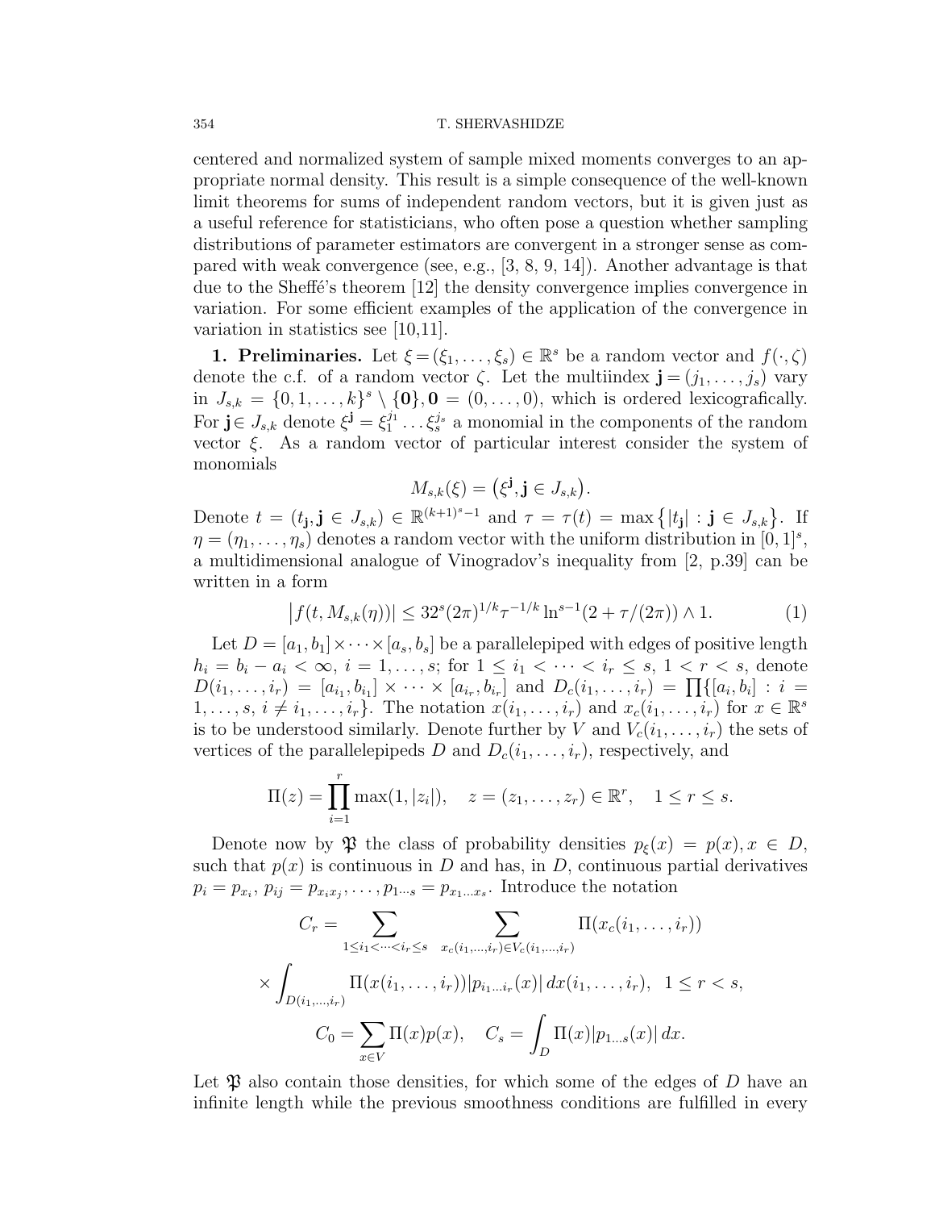centered and normalized system of sample mixed moments converges to an appropriate normal density. This result is a simple consequence of the well-known limit theorems for sums of independent random vectors, but it is given just as a useful reference for statisticians, who often pose a question whether sampling distributions of parameter estimators are convergent in a stronger sense as compared with weak convergence (see, e.g., [3, 8, 9, 14]). Another advantage is that due to the Sheffé's theorem [12] the density convergence implies convergence in variation. For some efficient examples of the application of the convergence in variation in statistics see [10,11].

**1. Preliminaries.** Let $\xi=(\xi_1,\dots,\xi_s)\in\mathbb{R}^s$ be a random vector and $f(\cdot,\zeta)$ denote the c.f. of a random vector $\zeta$. Let the multiindex $\mathbf{j}=(j_1,\dots,j_s)$ vary in $J_{s,k}=\{0,1,\dots,k\}^s\setminus\{\mathbf{0}\}, \mathbf{0}=(0,\dots,0)$, which is ordered lexicografically. For $\mathbf{j}\in J_{s,k}$ denote $\xi^{\mathbf{j}}=\xi_1^{j_1}\dots\xi_s^{j_s}$ a monomial in the components of the random vector $\xi$. As a random vector of particular interest consider the system of monomials

$$M_{s,k}(\xi)=\big(\xi^{\mathbf{j}},\mathbf{j}\in J_{s,k}\big).$$

Denote $t=(t_{\mathbf{j}},\mathbf{j}\in J_{s,k})\in\mathbb{R}^{(k+1)^s-1}$ and $\tau=\tau(t)=\max\big\{|t_{\mathbf{j}}|:\mathbf{j}\in J_{s,k}\big\}$. If $\eta=(\eta_1,\dots,\eta_s)$ denotes a random vector with the uniform distribution in $[0,1]^s$, a multidimensional analogue of Vinogradov's inequality from [2, p.39] can be written in a form

$$\big|f(t,M_{s,k}(\eta))\big|\le 32^s(2\pi)^{1/k}\tau^{-1/k}\ln^{s-1}(2+\tau/(2\pi))\wedge 1. \tag{1}$$

Let $D=[a_1,b_1]\times\dots\times[a_s,b_s]$ be a parallelepiped with edges of positive length $h_i=b_i-a_i<\infty$, $i=1,\dots,s$; for $1\le i_1<\dots<i_r\le s$, $1<r<s$, denote $D(i_1,\dots,i_r)=[a_{i_1},b_{i_1}]\times\dots\times[a_{i_r},b_{i_r}]$ and $D_c(i_1,\dots,i_r)=\prod\{[a_i,b_i]:i=1,\dots,s,\ i\ne i_1,\dots,i_r\}$. The notation $x(i_1,\dots,i_r)$ and $x_c(i_1,\dots,i_r)$ for $x\in\mathbb{R}^s$ is to be understood similarly. Denote further by $V$ and $V_c(i_1,\dots,i_r)$ the sets of vertices of the parallelepipeds $D$ and $D_c(i_1,\dots,i_r)$, respectively, and

$$\Pi(z)=\prod_{i=1}^r\max(1,|z_i|),\quad z=(z_1,\dots,z_r)\in\mathbb{R}^r,\quad 1\le r\le s.$$

Denote now by $\mathfrak{P}$ the class of probability densities $p_\xi(x)=p(x),x\in D$, such that $p(x)$ is continuous in $D$ and has, in $D$, continuous partial derivatives $p_i=p_{x_i}$, $p_{ij}=p_{x_ix_j},\dots,p_{1\cdots s}=p_{x_1\dots x_s}$. Introduce the notation

$$C_r=\sum_{1\le i_1<\dots<i_r\le s}\ \sum_{x_c(i_1,\dots,i_r)\in V_c(i_1,\dots,i_r)}\Pi(x_c(i_1,\dots,i_r))$$

$$\times\int_{D(i_1,\dots,i_r)}\Pi(x(i_1,\dots,i_r))|p_{i_1\dots i_r}(x)|\,dx(i_1,\dots,i_r),\quad 1\le r<s,$$

$$C_0=\sum_{x\in V}\Pi(x)p(x),\quad C_s=\int_D\Pi(x)|p_{1\dots s}(x)|\,dx.$$

Let $\mathfrak{P}$ also contain those densities, for which some of the edges of $D$ have an infinite length while the previous smoothness conditions are fulfilled in every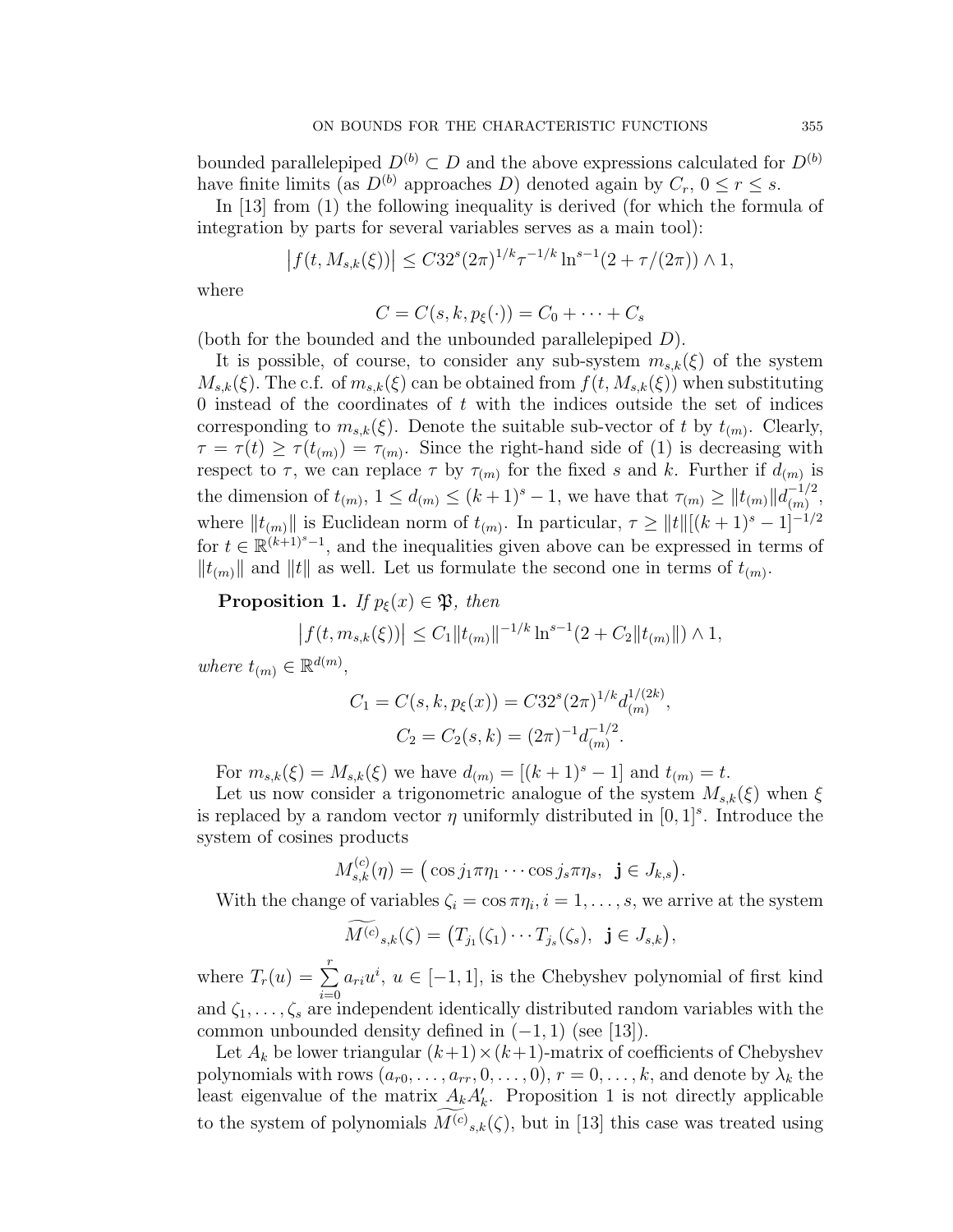bounded parallelepiped $D^{(b)} \subset D$ and the above expressions calculated for $D^{(b)}$ have finite limits (as $D^{(b)}$ approaches $D$) denoted again by $C_r$, $0 \le r \le s$.

In [13] from (1) the following inequality is derived (for which the formula of integration by parts for several variables serves as a main tool):

$$\left|f(t, M_{s,k}(\xi))\right| \le C32^s(2\pi)^{1/k}\tau^{-1/k}\ln^{s-1}(2+\tau/(2\pi)) \wedge 1,$$

where

$$C = C(s, k, p_\xi(\cdot)) = C_0 + \cdots + C_s$$

(both for the bounded and the unbounded parallelepiped $D$).

It is possible, of course, to consider any sub-system $m_{s,k}(\xi)$ of the system $M_{s,k}(\xi)$. The c.f. of $m_{s,k}(\xi)$ can be obtained from $f(t, M_{s,k}(\xi))$ when substituting 0 instead of the coordinates of $t$ with the indices outside the set of indices corresponding to $m_{s,k}(\xi)$. Denote the suitable sub-vector of $t$ by $t_{(m)}$. Clearly, $\tau = \tau(t) \ge \tau(t_{(m)}) = \tau_{(m)}$. Since the right-hand side of (1) is decreasing with respect to $\tau$, we can replace $\tau$ by $\tau_{(m)}$ for the fixed $s$ and $k$. Further if $d_{(m)}$ is the dimension of $t_{(m)}$, $1 \le d_{(m)} \le (k+1)^s - 1$, we have that $\tau_{(m)} \ge \|t_{(m)}\| d_{(m)}^{-1/2}$, where $\|t_{(m)}\|$ is Euclidean norm of $t_{(m)}$. In particular, $\tau \ge \|t\|[(k+1)^s - 1]^{-1/2}$ for $t \in \mathbb{R}^{(k+1)^s-1}$, and the inequalities given above can be expressed in terms of $\|t_{(m)}\|$ and $\|t\|$ as well. Let us formulate the second one in terms of $t_{(m)}$.

**Proposition 1.** *If $p_\xi(x) \in \mathfrak{P}$, then*

$$\left|f(t, m_{s,k}(\xi))\right| \le C_1\|t_{(m)}\|^{-1/k}\ln^{s-1}(2 + C_2\|t_{(m)}\|) \wedge 1,$$

*where $t_{(m)} \in \mathbb{R}^{d(m)}$,*

$$C_1 = C(s, k, p_\xi(x)) = C32^s(2\pi)^{1/k}d_{(m)}^{1/(2k)},$$

$$C_2 = C_2(s, k) = (2\pi)^{-1}d_{(m)}^{-1/2}.$$

For $m_{s,k}(\xi) = M_{s,k}(\xi)$ we have $d_{(m)} = [(k+1)^s - 1]$ and $t_{(m)} = t$.

Let us now consider a trigonometric analogue of the system $M_{s,k}(\xi)$ when $\xi$ is replaced by a random vector $\eta$ uniformly distributed in $[0,1]^s$. Introduce the system of cosines products

$$M^{(c)}_{s,k}(\eta) = \left(\cos j_1\pi\eta_1 \cdots \cos j_s\pi\eta_s,\ \ \mathbf{j} \in J_{k,s}\right).$$

With the change of variables $\zeta_i = \cos\pi\eta_i, i = 1, \ldots, s$, we arrive at the system

$$\widetilde{M^{(c)}}_{s,k}(\zeta) = \left(T_{j_1}(\zeta_1)\cdots T_{j_s}(\zeta_s),\ \ \mathbf{j} \in J_{s,k}\right),$$

where $T_r(u) = \sum\limits_{i=0}^{r} a_{ri}u^i$, $u \in [-1, 1]$, is the Chebyshev polynomial of first kind and $\zeta_1, \ldots, \zeta_s$ are independent identically distributed random variables with the common unbounded density defined in $(-1, 1)$ (see [13]).

Let $A_k$ be lower triangular $(k+1)\times(k+1)$-matrix of coefficients of Chebyshev polynomials with rows $(a_{r0}, \ldots, a_{rr}, 0, \ldots, 0)$, $r = 0, \ldots, k$, and denote by $\lambda_k$ the least eigenvalue of the matrix $A_kA_k'$. Proposition 1 is not directly applicable to the system of polynomials $\widetilde{M^{(c)}}_{s,k}(\zeta)$, but in [13] this case was treated using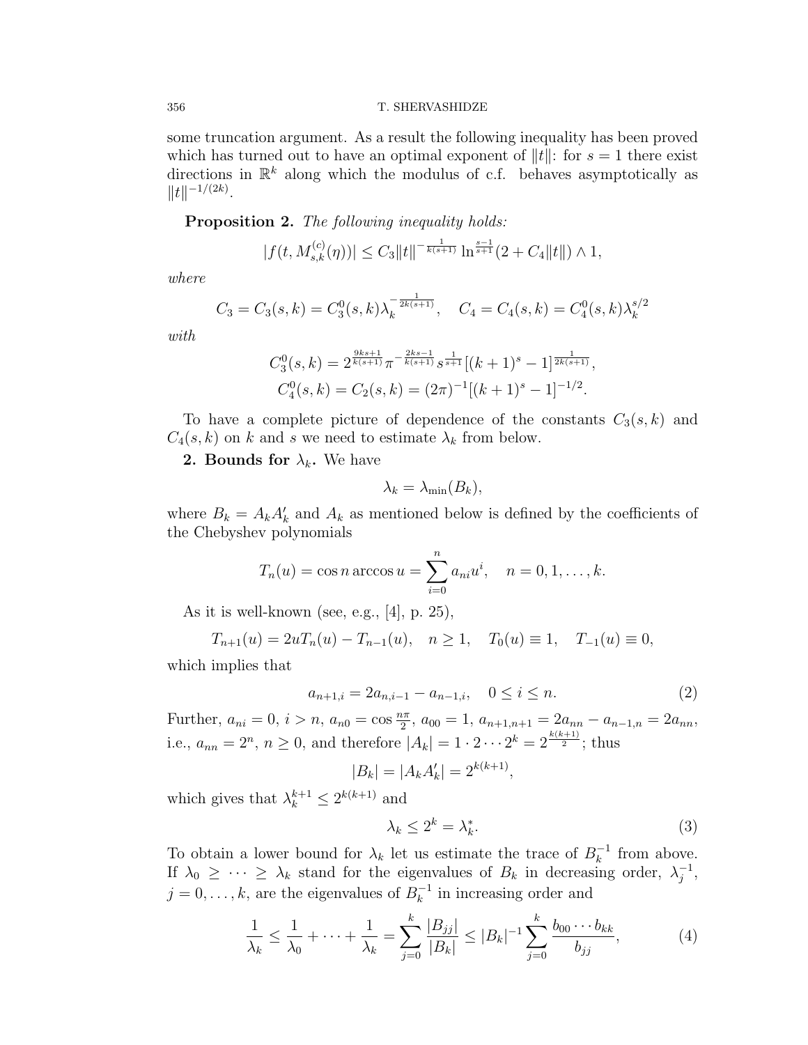some truncation argument. As a result the following inequality has been proved which has turned out to have an optimal exponent of $\|t\|$: for $s = 1$ there exist directions in $\mathbb{R}^k$ along which the modulus of c.f. behaves asymptotically as $\|t\|^{-1/(2k)}$.

**Proposition 2.** *The following inequality holds:*

$$|f(t, M_{s,k}^{(c)}(\eta))| \leq C_3 \|t\|^{-\frac{1}{k(s+1)}} \ln^{\frac{s-1}{s+1}}(2 + C_4\|t\|) \wedge 1,$$

*where*

$$C_3 = C_3(s,k) = C_3^0(s,k)\lambda_k^{-\frac{1}{2k(s+1)}}, \quad C_4 = C_4(s,k) = C_4^0(s,k)\lambda_k^{s/2}$$

*with*

$$C_3^0(s,k) = 2^{\frac{9ks+1}{k(s+1)}} \pi^{-\frac{2ks-1}{k(s+1)}} s^{\frac{1}{s+1}} [(k+1)^s - 1]^{\frac{1}{2k(s+1)}},$$
$$C_4^0(s,k) = C_2(s,k) = (2\pi)^{-1}[(k+1)^s - 1]^{-1/2}.$$

To have a complete picture of dependence of the constants $C_3(s,k)$ and $C_4(s,k)$ on $k$ and $s$ we need to estimate $\lambda_k$ from below.

**2. Bounds for $\lambda_k$.** We have

$$\lambda_k = \lambda_{\min}(B_k),$$

where $B_k = A_k A_k'$ and $A_k$ as mentioned below is defined by the coefficients of the Chebyshev polynomials

$$T_n(u) = \cos n \arccos u = \sum_{i=0}^{n} a_{ni} u^i, \quad n = 0, 1, \ldots, k.$$

As it is well-known (see, e.g., [4], p. 25),

$$T_{n+1}(u) = 2uT_n(u) - T_{n-1}(u), \quad n \geq 1, \quad T_0(u) \equiv 1, \quad T_{-1}(u) \equiv 0,$$

which implies that

$$a_{n+1,i} = 2a_{n,i-1} - a_{n-1,i}, \quad 0 \leq i \leq n. \tag{2}$$

Further, $a_{ni} = 0$, $i > n$, $a_{n0} = \cos\frac{n\pi}{2}$, $a_{00} = 1$, $a_{n+1,n+1} = 2a_{nn} - a_{n-1,n} = 2a_{nn}$, i.e., $a_{nn} = 2^n$, $n \geq 0$, and therefore $|A_k| = 1 \cdot 2 \cdots 2^k = 2^{\frac{k(k+1)}{2}}$; thus

$$|B_k| = |A_k A_k'| = 2^{k(k+1)},$$

which gives that $\lambda_k^{k+1} \leq 2^{k(k+1)}$ and

$$\lambda_k \leq 2^k = \lambda_k^*. \tag{3}$$

To obtain a lower bound for $\lambda_k$ let us estimate the trace of $B_k^{-1}$ from above. If $\lambda_0 \geq \cdots \geq \lambda_k$ stand for the eigenvalues of $B_k$ in decreasing order, $\lambda_j^{-1}$, $j = 0, \ldots, k$, are the eigenvalues of $B_k^{-1}$ in increasing order and

$$\frac{1}{\lambda_k} \leq \frac{1}{\lambda_0} + \cdots + \frac{1}{\lambda_k} = \sum_{j=0}^{k} \frac{|B_{jj}|}{|B_k|} \leq |B_k|^{-1} \sum_{j=0}^{k} \frac{b_{00} \cdots b_{kk}}{b_{jj}}, \tag{4}$$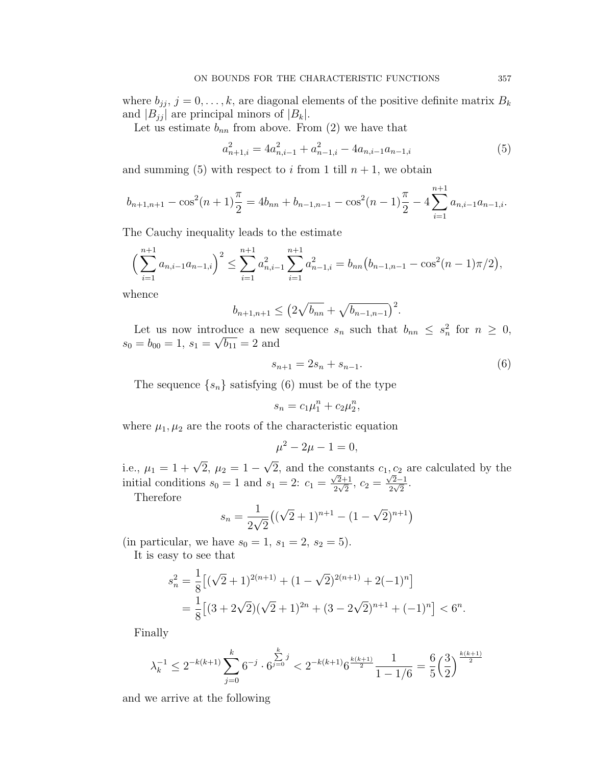where $b_{jj}$, $j = 0, \dots, k$, are diagonal elements of the positive definite matrix $B_k$ and $|B_{jj}|$ are principal minors of $|B_k|$.

Let us estimate $b_{nn}$ from above. From (2) we have that

$$a_{n+1,i}^2 = 4a_{n,i-1}^2 + a_{n-1,i}^2 - 4a_{n,i-1}a_{n-1,i} \tag{5}$$

and summing (5) with respect to $i$ from 1 till $n+1$, we obtain

$$b_{n+1,n+1} - \cos^2(n+1)\frac{\pi}{2} = 4b_{nn} + b_{n-1,n-1} - \cos^2(n-1)\frac{\pi}{2} - 4\sum_{i=1}^{n+1} a_{n,i-1}a_{n-1,i}.$$

The Cauchy inequality leads to the estimate

$$\Big(\sum_{i=1}^{n+1} a_{n,i-1}a_{n-1,i}\Big)^2 \le \sum_{i=1}^{n+1} a_{n,i-1}^2 \sum_{i=1}^{n+1} a_{n-1,i}^2 = b_{nn}\big(b_{n-1,n-1} - \cos^2(n-1)\pi/2\big),$$

whence

$$b_{n+1,n+1} \le \big(2\sqrt{b_{nn}} + \sqrt{b_{n-1,n-1}}\big)^2.$$

Let us now introduce a new sequence $s_n$ such that $b_{nn} \le s_n^2$ for $n \ge 0$, $s_0 = b_{00} = 1$, $s_1 = \sqrt{b_{11}} = 2$ and

$$s_{n+1} = 2s_n + s_{n-1}. \tag{6}$$

The sequence $\{s_n\}$ satisfying (6) must be of the type

$$s_n = c_1\mu_1^n + c_2\mu_2^n,$$

where $\mu_1, \mu_2$ are the roots of the characteristic equation

$$\mu^2 - 2\mu - 1 = 0,$$

i.e., $\mu_1 = 1 + \sqrt{2}$, $\mu_2 = 1 - \sqrt{2}$, and the constants $c_1, c_2$ are calculated by the initial conditions $s_0 = 1$ and $s_1 = 2$: $c_1 = \frac{\sqrt{2}+1}{2\sqrt{2}}$, $c_2 = \frac{\sqrt{2}-1}{2\sqrt{2}}$.

Therefore

$$s_n = \frac{1}{2\sqrt{2}}\big((\sqrt{2}+1)^{n+1} - (1-\sqrt{2})^{n+1}\big)$$

(in particular, we have $s_0 = 1$, $s_1 = 2$, $s_2 = 5$).

It is easy to see that

$$\begin{aligned} s_n^2 &= \frac{1}{8}\big[(\sqrt{2}+1)^{2(n+1)} + (1-\sqrt{2})^{2(n+1)} + 2(-1)^n\big] \\ &= \frac{1}{8}\big[(3+2\sqrt{2})(\sqrt{2}+1)^{2n} + (3-2\sqrt{2})^{n+1} + (-1)^n\big] < 6^n. \end{aligned}$$

Finally

$$\lambda_k^{-1} \le 2^{-k(k+1)} \sum_{j=0}^{k} 6^{-j} \cdot 6^{\sum\limits_{j=0}^{k} j} < 2^{-k(k+1)} 6^{\frac{k(k+1)}{2}} \frac{1}{1-1/6} = \frac{6}{5}\Big(\frac{3}{2}\Big)^{\frac{k(k+1)}{2}}$$

and we arrive at the following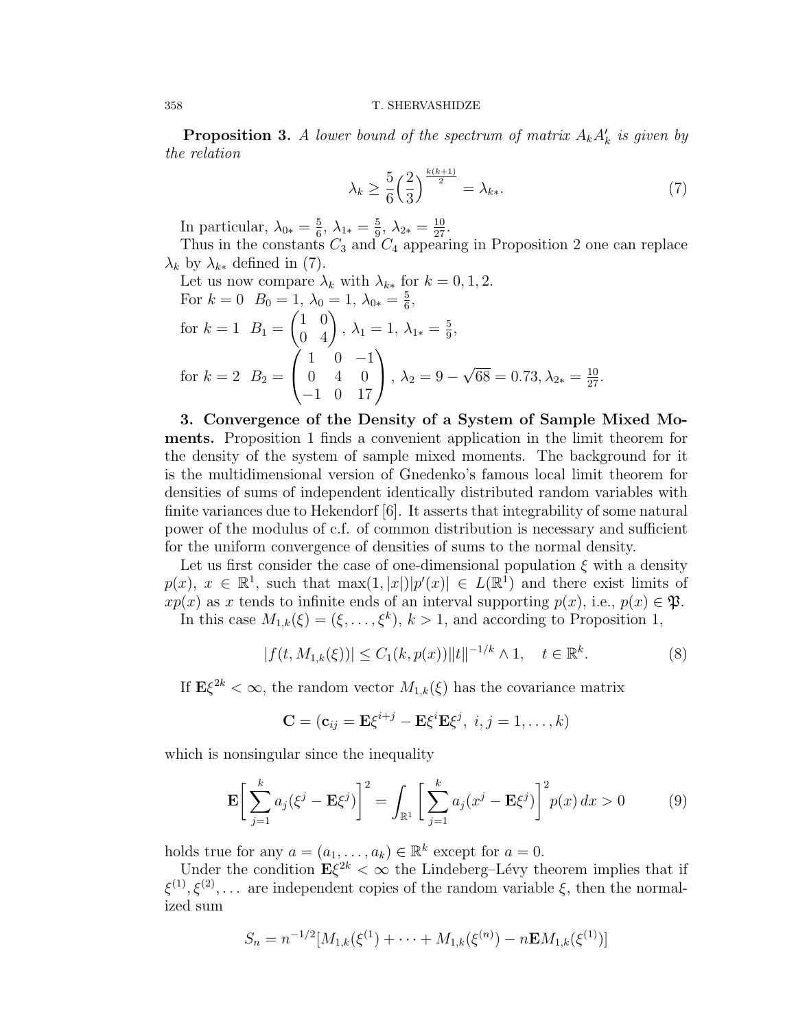**Proposition 3.** *A lower bound of the spectrum of matrix $A_k A_k'$ is given by the relation*

$$\lambda_k \geq \frac{5}{6}\Big(\frac{2}{3}\Big)^{\frac{k(k+1)}{2}} = \lambda_{k*}. \tag{7}$$

In particular, $\lambda_{0*} = \frac{5}{6}$, $\lambda_{1*} = \frac{5}{9}$, $\lambda_{2*} = \frac{10}{27}$.

Thus in the constants $C_3$ and $C_4$ appearing in Proposition 2 one can replace $\lambda_k$ by $\lambda_{k*}$ defined in (7).

Let us now compare $\lambda_k$ with $\lambda_{k*}$ for $k = 0, 1, 2$.

For $k = 0$ $\;B_0 = 1$, $\lambda_0 = 1$, $\lambda_{0*} = \frac{5}{6}$,

for $k = 1$ $\;B_1 = \begin{pmatrix} 1 & 0 \\ 0 & 4 \end{pmatrix}$, $\lambda_1 = 1$, $\lambda_{1*} = \frac{5}{9}$,

for $k = 2$ $\;B_2 = \begin{pmatrix} 1 & 0 & -1 \\ 0 & 4 & 0 \\ -1 & 0 & 17 \end{pmatrix}$, $\lambda_2 = 9 - \sqrt{68} = 0.73, \lambda_{2*} = \frac{10}{27}$.

**3. Convergence of the Density of a System of Sample Mixed Moments.** Proposition 1 finds a convenient application in the limit theorem for the density of the system of sample mixed moments. The background for it is the multidimensional version of Gnedenko's famous local limit theorem for densities of sums of independent identically distributed random variables with finite variances due to Hekendorf [6]. It asserts that integrability of some natural power of the modulus of c.f. of common distribution is necessary and sufficient for the uniform convergence of densities of sums to the normal density.

Let us first consider the case of one-dimensional population $\xi$ with a density $p(x)$, $x \in \mathbb{R}^1$, such that $\max(1, |x|)|p'(x)| \in L(\mathbb{R}^1)$ and there exist limits of $xp(x)$ as $x$ tends to infinite ends of an interval supporting $p(x)$, i.e., $p(x) \in \mathfrak{P}$.

In this case $M_{1,k}(\xi) = (\xi, \dots, \xi^k)$, $k > 1$, and according to Proposition 1,

$$|f(t, M_{1,k}(\xi))| \leq C_1(k, p(x))\|t\|^{-1/k} \wedge 1, \quad t \in \mathbb{R}^k. \tag{8}$$

If $\mathbf{E}\xi^{2k} < \infty$, the random vector $M_{1,k}(\xi)$ has the covariance matrix

$$\mathbf{C} = (\mathbf{c}_{ij} = \mathbf{E}\xi^{i+j} - \mathbf{E}\xi^i \mathbf{E}\xi^j, \; i, j = 1, \dots, k)$$

which is nonsingular since the inequality

$$\mathbf{E}\bigg[\sum_{j=1}^{k} a_j(\xi^j - \mathbf{E}\xi^j)\bigg]^2 = \int_{\mathbb{R}^1} \bigg[\sum_{j=1}^{k} a_j(x^j - \mathbf{E}\xi^j)\bigg]^2 p(x)\, dx > 0 \tag{9}$$

holds true for any $a = (a_1, \dots, a_k) \in \mathbb{R}^k$ except for $a = 0$.

Under the condition $\mathbf{E}\xi^{2k} < \infty$ the Lindeberg–Lévy theorem implies that if $\xi^{(1)}, \xi^{(2)}, \dots$ are independent copies of the random variable $\xi$, then the normalized sum

$$S_n = n^{-1/2}[M_{1,k}(\xi^{(1)}) + \cdots + M_{1,k}(\xi^{(n)}) - n\mathbf{E}M_{1,k}(\xi^{(1)})]$$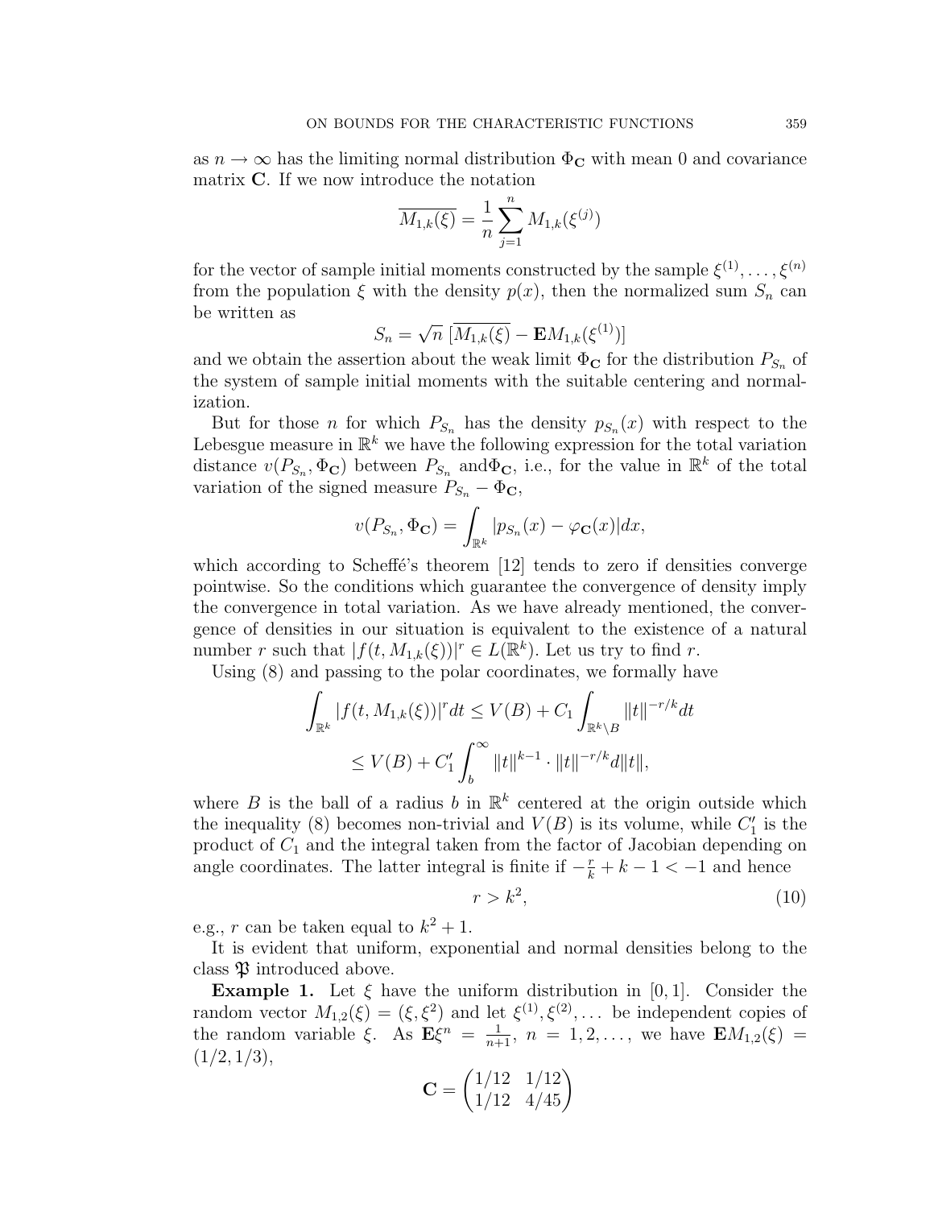as $n \to \infty$ has the limiting normal distribution $\Phi_{\mathbf{C}}$ with mean 0 and covariance matrix $\mathbf{C}$. If we now introduce the notation

$$\overline{M_{1,k}(\xi)} = \frac{1}{n} \sum_{j=1}^{n} M_{1,k}(\xi^{(j)})$$

for the vector of sample initial moments constructed by the sample $\xi^{(1)}, \dots, \xi^{(n)}$ from the population $\xi$ with the density $p(x)$, then the normalized sum $S_n$ can be written as

$$S_n = \sqrt{n}\,[\overline{M_{1,k}(\xi)} - \mathbf{E}M_{1,k}(\xi^{(1)})]$$

and we obtain the assertion about the weak limit $\Phi_{\mathbf{C}}$ for the distribution $P_{S_n}$ of the system of sample initial moments with the suitable centering and normalization.

But for those $n$ for which $P_{S_n}$ has the density $p_{S_n}(x)$ with respect to the Lebesgue measure in $\mathbb{R}^k$ we have the following expression for the total variation distance $v(P_{S_n}, \Phi_{\mathbf{C}})$ between $P_{S_n}$ and$\Phi_{\mathbf{C}}$, i.e., for the value in $\mathbb{R}^k$ of the total variation of the signed measure $P_{S_n} - \Phi_{\mathbf{C}}$,

$$v(P_{S_n}, \Phi_{\mathbf{C}}) = \int_{\mathbb{R}^k} |p_{S_n}(x) - \varphi_{\mathbf{C}}(x)| dx,$$

which according to Scheffé's theorem [12] tends to zero if densities converge pointwise. So the conditions which guarantee the convergence of density imply the convergence in total variation. As we have already mentioned, the convergence of densities in our situation is equivalent to the existence of a natural number $r$ such that $|f(t, M_{1,k}(\xi))|^r \in L(\mathbb{R}^k)$. Let us try to find $r$.

Using (8) and passing to the polar coordinates, we formally have

$$\int_{\mathbb{R}^k} |f(t, M_{1,k}(\xi))|^r dt \le V(B) + C_1 \int_{\mathbb{R}^k \setminus B} \|t\|^{-r/k} dt$$
$$\le V(B) + C_1' \int_b^\infty \|t\|^{k-1} \cdot \|t\|^{-r/k} d\|t\|,$$

where $B$ is the ball of a radius $b$ in $\mathbb{R}^k$ centered at the origin outside which the inequality (8) becomes non-trivial and $V(B)$ is its volume, while $C_1'$ is the product of $C_1$ and the integral taken from the factor of Jacobian depending on angle coordinates. The latter integral is finite if $-\frac{r}{k} + k - 1 < -1$ and hence

$$r > k^2, \tag{10}$$

e.g., $r$ can be taken equal to $k^2 + 1$.

It is evident that uniform, exponential and normal densities belong to the class $\mathfrak{P}$ introduced above.

**Example 1.** Let $\xi$ have the uniform distribution in $[0, 1]$. Consider the random vector $M_{1,2}(\xi) = (\xi, \xi^2)$ and let $\xi^{(1)}, \xi^{(2)}, \dots$ be independent copies of the random variable $\xi$. As $\mathbf{E}\xi^n = \frac{1}{n+1}$, $n = 1, 2, \dots$, we have $\mathbf{E}M_{1,2}(\xi) = (1/2, 1/3)$,

$$\mathbf{C} = \begin{pmatrix} 1/12 & 1/12 \\ 1/12 & 4/45 \end{pmatrix}$$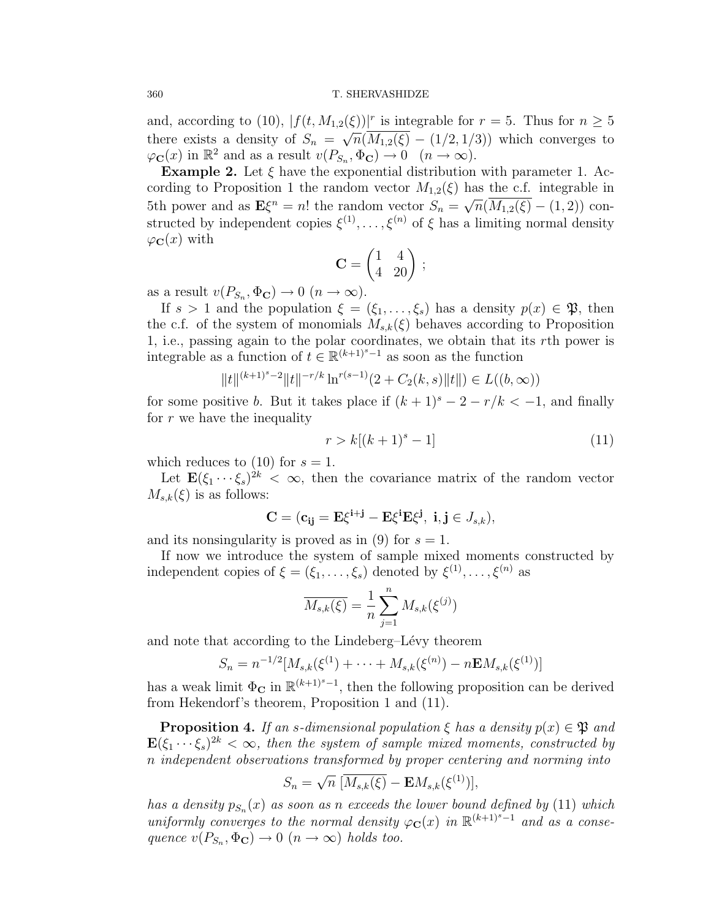and, according to (10), $|f(t, M_{1,2}(\xi))|^r$ is integrable for $r = 5$. Thus for $n \geq 5$ there exists a density of $S_n = \sqrt{n}(\overline{M_{1,2}(\xi)} - (1/2, 1/3))$ which converges to $\varphi_{\mathbf{C}}(x)$ in $\mathbb{R}^2$ and as a result $v(P_{S_n}, \Phi_{\mathbf{C}}) \to 0 \quad (n \to \infty)$.

**Example 2.** Let $\xi$ have the exponential distribution with parameter 1. According to Proposition 1 the random vector $M_{1,2}(\xi)$ has the c.f. integrable in 5th power and as $\mathbf{E}\xi^n = n!$ the random vector $S_n = \sqrt{n}(\overline{M_{1,2}(\xi)} - (1, 2))$ constructed by independent copies $\xi^{(1)}, \ldots, \xi^{(n)}$ of $\xi$ has a limiting normal density $\varphi_{\mathbf{C}}(x)$ with

$$\mathbf{C} = \begin{pmatrix} 1 & 4 \\ 4 & 20 \end{pmatrix} ;$$

as a result $v(P_{S_n}, \Phi_{\mathbf{C}}) \to 0 \ (n \to \infty)$.

If $s > 1$ and the population $\xi = (\xi_1, \ldots, \xi_s)$ has a density $p(x) \in \mathfrak{P}$, then the c.f. of the system of monomials $M_{s,k}(\xi)$ behaves according to Proposition 1, i.e., passing again to the polar coordinates, we obtain that its $r$th power is integrable as a function of $t \in \mathbb{R}^{(k+1)^s - 1}$ as soon as the function

$$\|t\|^{(k+1)^s - 2} \|t\|^{-r/k} \ln^{r(s-1)}(2 + C_2(k, s)\|t\|) \in L((b, \infty))$$

for some positive $b$. But it takes place if $(k+1)^s - 2 - r/k < -1$, and finally for $r$ we have the inequality

$$r > k[(k+1)^s - 1] \tag{11}$$

which reduces to (10) for $s = 1$.

Let $\mathbf{E}(\xi_1 \cdots \xi_s)^{2k} < \infty$, then the covariance matrix of the random vector $M_{s,k}(\xi)$ is as follows:

$$\mathbf{C} = (\mathbf{c_{ij}} = \mathbf{E}\xi^{\mathbf{i}+\mathbf{j}} - \mathbf{E}\xi^{\mathbf{i}}\mathbf{E}\xi^{\mathbf{j}}, \ \mathbf{i}, \mathbf{j} \in J_{s,k}),$$

and its nonsingularity is proved as in (9) for $s = 1$.

If now we introduce the system of sample mixed moments constructed by independent copies of $\xi = (\xi_1, \ldots, \xi_s)$ denoted by $\xi^{(1)}, \ldots, \xi^{(n)}$ as

$$\overline{M_{s,k}(\xi)} = \frac{1}{n} \sum_{j=1}^{n} M_{s,k}(\xi^{(j)})$$

and note that according to the Lindeberg–Lévy theorem

$$S_n = n^{-1/2}[M_{s,k}(\xi^{(1)}) + \cdots + M_{s,k}(\xi^{(n)}) - n\mathbf{E}M_{s,k}(\xi^{(1)})]$$

has a weak limit $\Phi_{\mathbf{C}}$ in $\mathbb{R}^{(k+1)^s - 1}$, then the following proposition can be derived from Hekendorf's theorem, Proposition 1 and (11).

**Proposition 4.** *If an $s$-dimensional population $\xi$ has a density $p(x) \in \mathfrak{P}$ and $\mathbf{E}(\xi_1 \cdots \xi_s)^{2k} < \infty$, then the system of sample mixed moments, constructed by $n$ independent observations transformed by proper centering and norming into*

$$S_n = \sqrt{n} \ [\overline{M_{s,k}(\xi)} - \mathbf{E}M_{s,k}(\xi^{(1)})],$$

*has a density $p_{S_n}(x)$ as soon as $n$ exceeds the lower bound defined by (11) which uniformly converges to the normal density $\varphi_{\mathbf{C}}(x)$ in $\mathbb{R}^{(k+1)^s - 1}$ and as a consequence $v(P_{S_n}, \Phi_{\mathbf{C}}) \to 0 \ (n \to \infty)$ holds too.*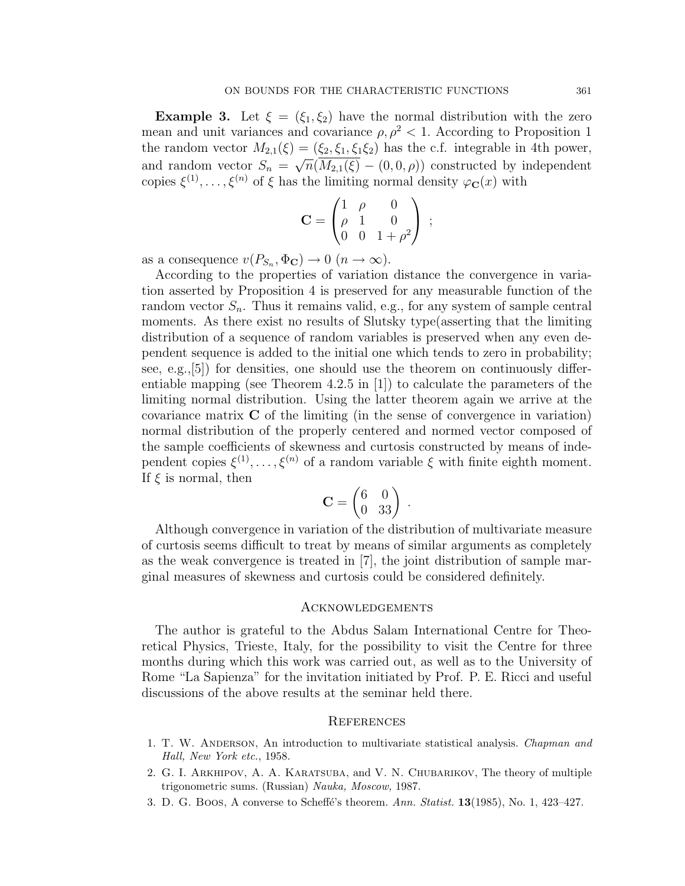**Example 3.** Let $\xi = (\xi_1, \xi_2)$ have the normal distribution with the zero mean and unit variances and covariance $\rho, \rho^2 < 1$. According to Proposition 1 the random vector $M_{2,1}(\xi) = (\xi_2, \xi_1, \xi_1\xi_2)$ has the c.f. integrable in 4th power, and random vector $S_n = \sqrt{n}(\overline{M_{2,1}(\xi)} - (0, 0, \rho))$ constructed by independent copies $\xi^{(1)}, \ldots, \xi^{(n)}$ of $\xi$ has the limiting normal density $\varphi_{\mathbf{C}}(x)$ with

$$\mathbf{C} = \begin{pmatrix} 1 & \rho & 0 \\ \rho & 1 & 0 \\ 0 & 0 & 1+\rho^2 \end{pmatrix} ;$$

as a consequence $v(P_{S_n}, \Phi_{\mathbf{C}}) \to 0$ $(n \to \infty)$.

According to the properties of variation distance the convergence in variation asserted by Proposition 4 is preserved for any measurable function of the random vector $S_n$. Thus it remains valid, e.g., for any system of sample central moments. As there exist no results of Slutsky type(asserting that the limiting distribution of a sequence of random variables is preserved when any even dependent sequence is added to the initial one which tends to zero in probability; see, e.g.,[5]) for densities, one should use the theorem on continuously differentiable mapping (see Theorem 4.2.5 in [1]) to calculate the parameters of the limiting normal distribution. Using the latter theorem again we arrive at the covariance matrix $\mathbf{C}$ of the limiting (in the sense of convergence in variation) normal distribution of the properly centered and normed vector composed of the sample coefficients of skewness and curtosis constructed by means of independent copies $\xi^{(1)}, \ldots, \xi^{(n)}$ of a random variable $\xi$ with finite eighth moment. If $\xi$ is normal, then

$$\mathbf{C} = \begin{pmatrix} 6 & 0 \\ 0 & 33 \end{pmatrix} .$$

Although convergence in variation of the distribution of multivariate measure of curtosis seems difficult to treat by means of similar arguments as completely as the weak convergence is treated in [7], the joint distribution of sample marginal measures of skewness and curtosis could be considered definitely.

## Acknowledgements

The author is grateful to the Abdus Salam International Centre for Theoretical Physics, Trieste, Italy, for the possibility to visit the Centre for three months during which this work was carried out, as well as to the University of Rome "La Sapienza" for the invitation initiated by Prof. P. E. Ricci and useful discussions of the above results at the seminar held there.

## References

1. T. W. Anderson, An introduction to multivariate statistical analysis. *Chapman and Hall, New York etc.*, 1958.
2. G. I. Arkhipov, A. A. Karatsuba, and V. N. Chubarikov, The theory of multiple trigonometric sums. (Russian) *Nauka, Moscow,* 1987.
3. D. G. Boos, A converse to Scheffé's theorem. *Ann. Statist.* **13**(1985), No. 1, 423–427.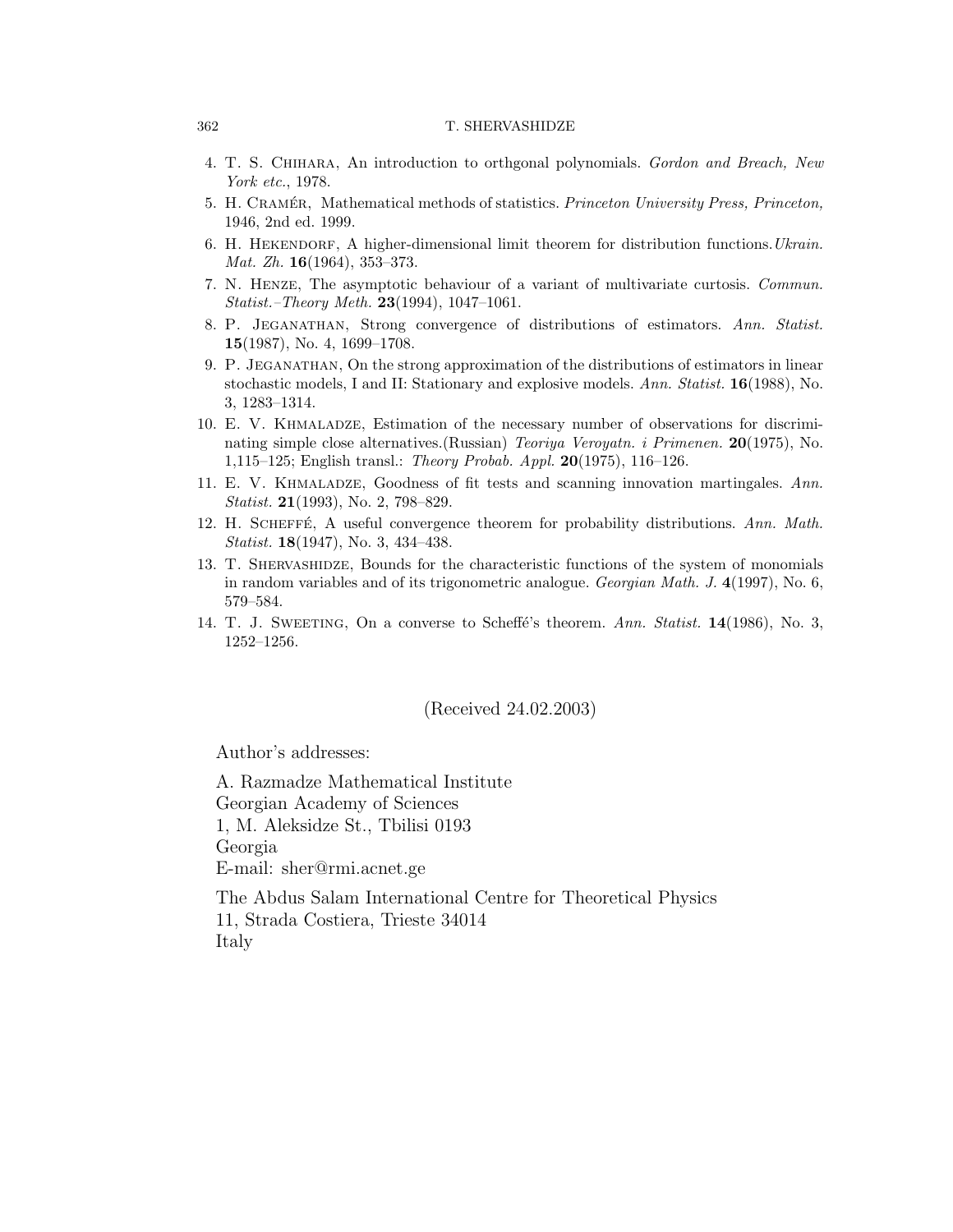4. T. S. Chihara, An introduction to orthgonal polynomials. *Gordon and Breach, New York etc.*, 1978.
5. H. Cramér, Mathematical methods of statistics. *Princeton University Press, Princeton,* 1946, 2nd ed. 1999.
6. H. Hekendorf, A higher-dimensional limit theorem for distribution functions. *Ukrain. Mat. Zh.* **16**(1964), 353–373.
7. N. Henze, The asymptotic behaviour of a variant of multivariate curtosis. *Commun. Statist.–Theory Meth.* **23**(1994), 1047–1061.
8. P. Jeganathan, Strong convergence of distributions of estimators. *Ann. Statist.* **15**(1987), No. 4, 1699–1708.
9. P. Jeganathan, On the strong approximation of the distributions of estimators in linear stochastic models, I and II: Stationary and explosive models. *Ann. Statist.* **16**(1988), No. 3, 1283–1314.
10. E. V. Khmaladze, Estimation of the necessary number of observations for discriminating simple close alternatives.(Russian) *Teoriya Veroyatn. i Primenen.* **20**(1975), No. 1,115–125; English transl.: *Theory Probab. Appl.* **20**(1975), 116–126.
11. E. V. Khmaladze, Goodness of fit tests and scanning innovation martingales. *Ann. Statist.* **21**(1993), No. 2, 798–829.
12. H. Scheffé, A useful convergence theorem for probability distributions. *Ann. Math. Statist.* **18**(1947), No. 3, 434–438.
13. T. Shervashidze, Bounds for the characteristic functions of the system of monomials in random variables and of its trigonometric analogue. *Georgian Math. J.* **4**(1997), No. 6, 579–584.
14. T. J. Sweeting, On a converse to Scheffé's theorem. *Ann. Statist.* **14**(1986), No. 3, 1252–1256.

(Received 24.02.2003)

Author's addresses:

A. Razmadze Mathematical Institute
Georgian Academy of Sciences
1, M. Aleksidze St., Tbilisi 0193
Georgia
E-mail: sher@rmi.acnet.ge

The Abdus Salam International Centre for Theoretical Physics
11, Strada Costiera, Trieste 34014
Italy